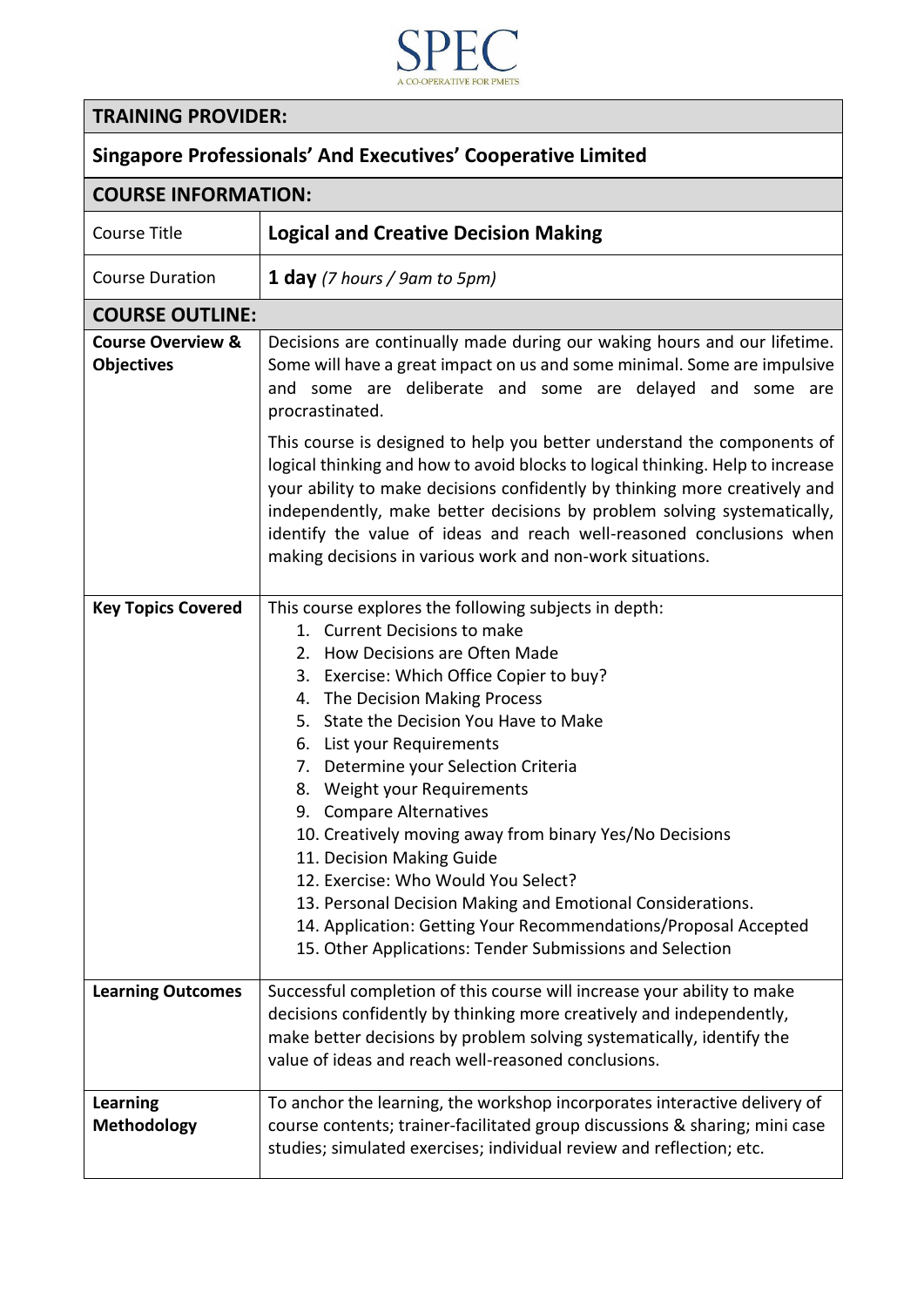SPEC

A CO-OPERATIVE FOR PMETS

| **TRAINING PROVIDER:** | |
|---|---|
| **Singapore Professionals' And Executives' Cooperative Limited** | |
| **COURSE INFORMATION:** | |
| Course Title | **Logical and Creative Decision Making** |
| Course Duration | **1 day** *(7 hours / 9am to 5pm)* |
| **COURSE OUTLINE:** | |
| **Course Overview & Objectives** | Decisions are continually made during our waking hours and our lifetime. Some will have a great impact on us and some minimal. Some are impulsive and some are deliberate and some are delayed and some are procrastinated.<br><br>This course is designed to help you better understand the components of logical thinking and how to avoid blocks to logical thinking. Help to increase your ability to make decisions confidently by thinking more creatively and independently, make better decisions by problem solving systematically, identify the value of ideas and reach well-reasoned conclusions when making decisions in various work and non-work situations. |
| **Key Topics Covered** | This course explores the following subjects in depth:<br>1. Current Decisions to make<br>2. How Decisions are Often Made<br>3. Exercise: Which Office Copier to buy?<br>4. The Decision Making Process<br>5. State the Decision You Have to Make<br>6. List your Requirements<br>7. Determine your Selection Criteria<br>8. Weight your Requirements<br>9. Compare Alternatives<br>10. Creatively moving away from binary Yes/No Decisions<br>11. Decision Making Guide<br>12. Exercise: Who Would You Select?<br>13. Personal Decision Making and Emotional Considerations.<br>14. Application: Getting Your Recommendations/Proposal Accepted<br>15. Other Applications: Tender Submissions and Selection |
| **Learning Outcomes** | Successful completion of this course will increase your ability to make decisions confidently by thinking more creatively and independently, make better decisions by problem solving systematically, identify the value of ideas and reach well-reasoned conclusions. |
| **Learning Methodology** | To anchor the learning, the workshop incorporates interactive delivery of course contents; trainer-facilitated group discussions & sharing; mini case studies; simulated exercises; individual review and reflection; etc. |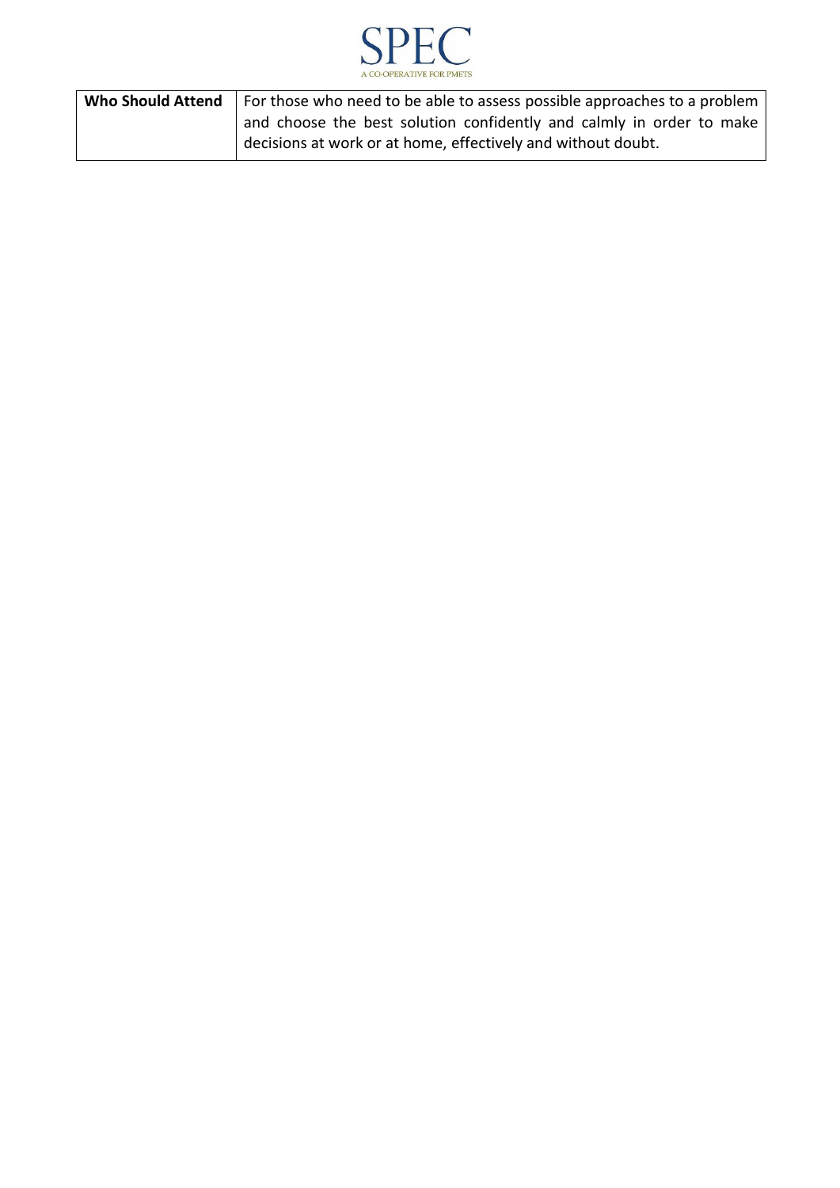| | |
|---|---|
| **Who Should Attend** | For those who need to be able to assess possible approaches to a problem and choose the best solution confidently and calmly in order to make decisions at work or at home, effectively and without doubt. |